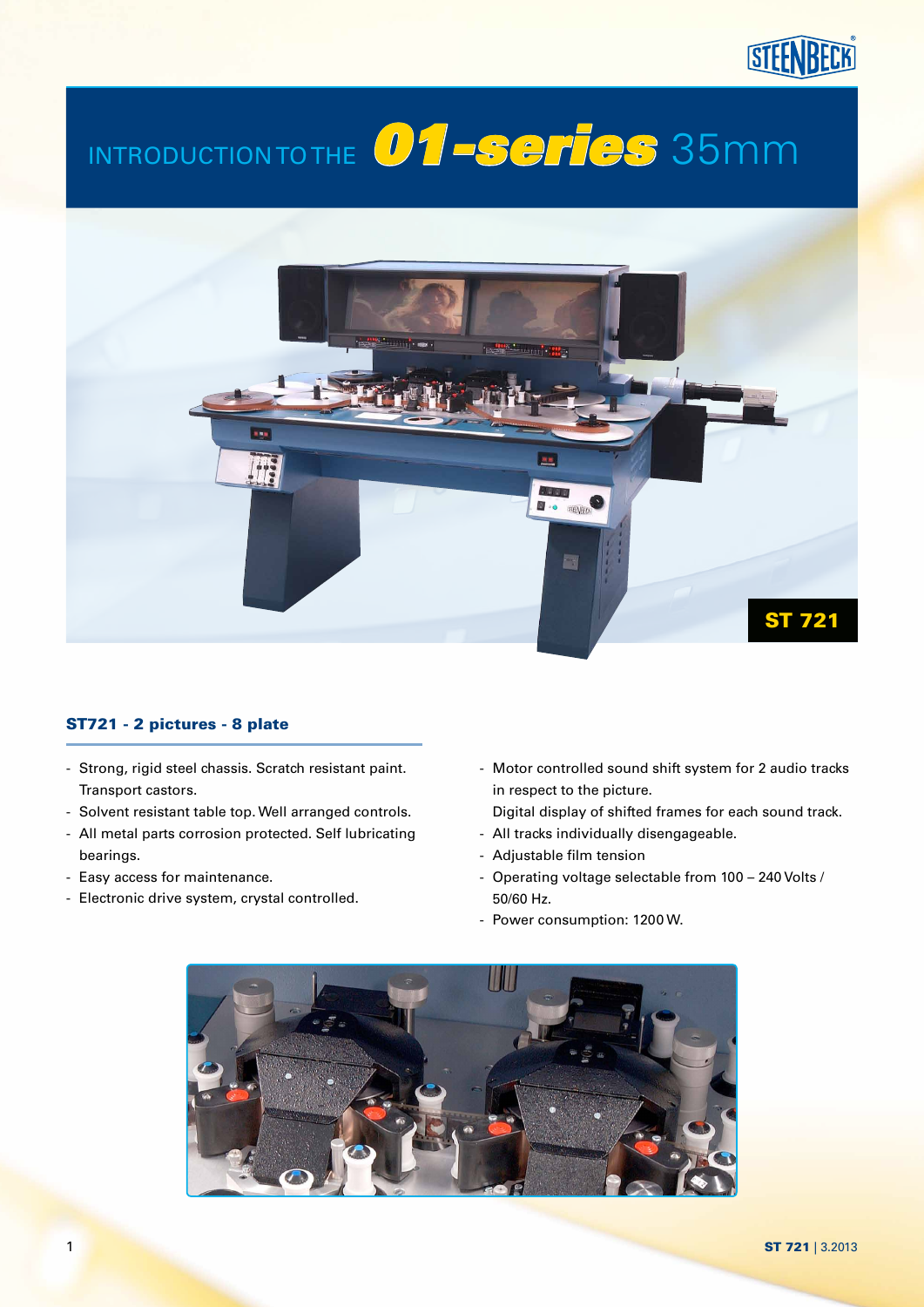# INTRODUCTION TO THE *01-series* 35mm

ST 721

### ST721 - 2 pictures - 8 plate

- Strong, rigid steel chassis. Scratch resistant paint. Transport castors.
- Solvent resistant table top. Well arranged controls.
- All metal parts corrosion protected. Self lubricating bearings.
- Easy access for maintenance.
- Electronic drive system, crystal controlled.
- Motor controlled sound shift system for 2 audio tracks in respect to the picture. Digital display of shifted frames for each sound track.
- All tracks individually disengageable.
- Adjustable film tension
- Operating voltage selectable from 100 – 240 Volts / 50/60 Hz.
- Power consumption: 1200 W.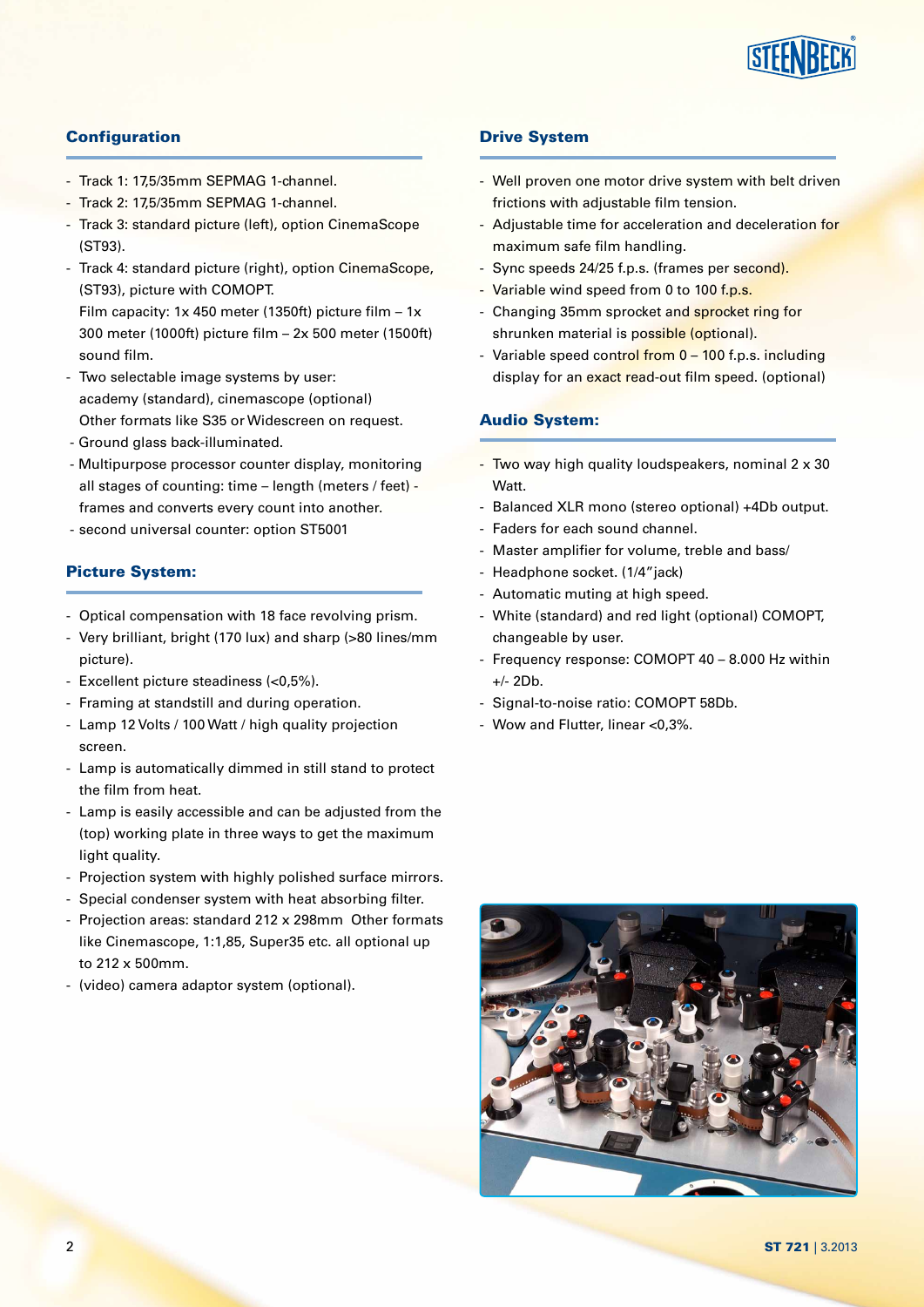## Configuration

- Track 1: 17,5/35mm SEPMAG 1-channel.
- Track 2: 17,5/35mm SEPMAG 1-channel.
- Track 3: standard picture (left), option CinemaScope (ST93).
- Track 4: standard picture (right), option CinemaScope, (ST93), picture with COMOPT.
  Film capacity: 1x 450 meter (1350ft) picture film – 1x 300 meter (1000ft) picture film – 2x 500 meter (1500ft) sound film.
- Two selectable image systems by user: academy (standard), cinemascope (optional) Other formats like S35 or Widescreen on request.
- Ground glass back-illuminated.
- Multipurpose processor counter display, monitoring all stages of counting: time – length (meters / feet) - frames and converts every count into another.
- second universal counter: option ST5001

## Picture System:

- Optical compensation with 18 face revolving prism.
- Very brilliant, bright (170 lux) and sharp (>80 lines/mm picture).
- Excellent picture steadiness (<0,5%).
- Framing at standstill and during operation.
- Lamp 12 Volts / 100 Watt / high quality projection screen.
- Lamp is automatically dimmed in still stand to protect the film from heat.
- Lamp is easily accessible and can be adjusted from the (top) working plate in three ways to get the maximum light quality.
- Projection system with highly polished surface mirrors.
- Special condenser system with heat absorbing filter.
- Projection areas: standard 212 x 298mm Other formats like Cinemascope, 1:1,85, Super35 etc. all optional up to 212 x 500mm.
- (video) camera adaptor system (optional).

## Drive System

- Well proven one motor drive system with belt driven frictions with adjustable film tension.
- Adjustable time for acceleration and deceleration for maximum safe film handling.
- Sync speeds 24/25 f.p.s. (frames per second).
- Variable wind speed from 0 to 100 f.p.s.
- Changing 35mm sprocket and sprocket ring for shrunken material is possible (optional).
- Variable speed control from 0 – 100 f.p.s. including display for an exact read-out film speed. (optional)

## Audio System:

- Two way high quality loudspeakers, nominal 2 x 30 Watt.
- Balanced XLR mono (stereo optional) +4Db output.
- Faders for each sound channel.
- Master amplifier for volume, treble and bass/
- Headphone socket. (1/4"jack)
- Automatic muting at high speed.
- White (standard) and red light (optional) COMOPT, changeable by user.
- Frequency response: COMOPT 40 – 8.000 Hz within +/- 2Db.
- Signal-to-noise ratio: COMOPT 58Db.
- Wow and Flutter, linear <0,3%.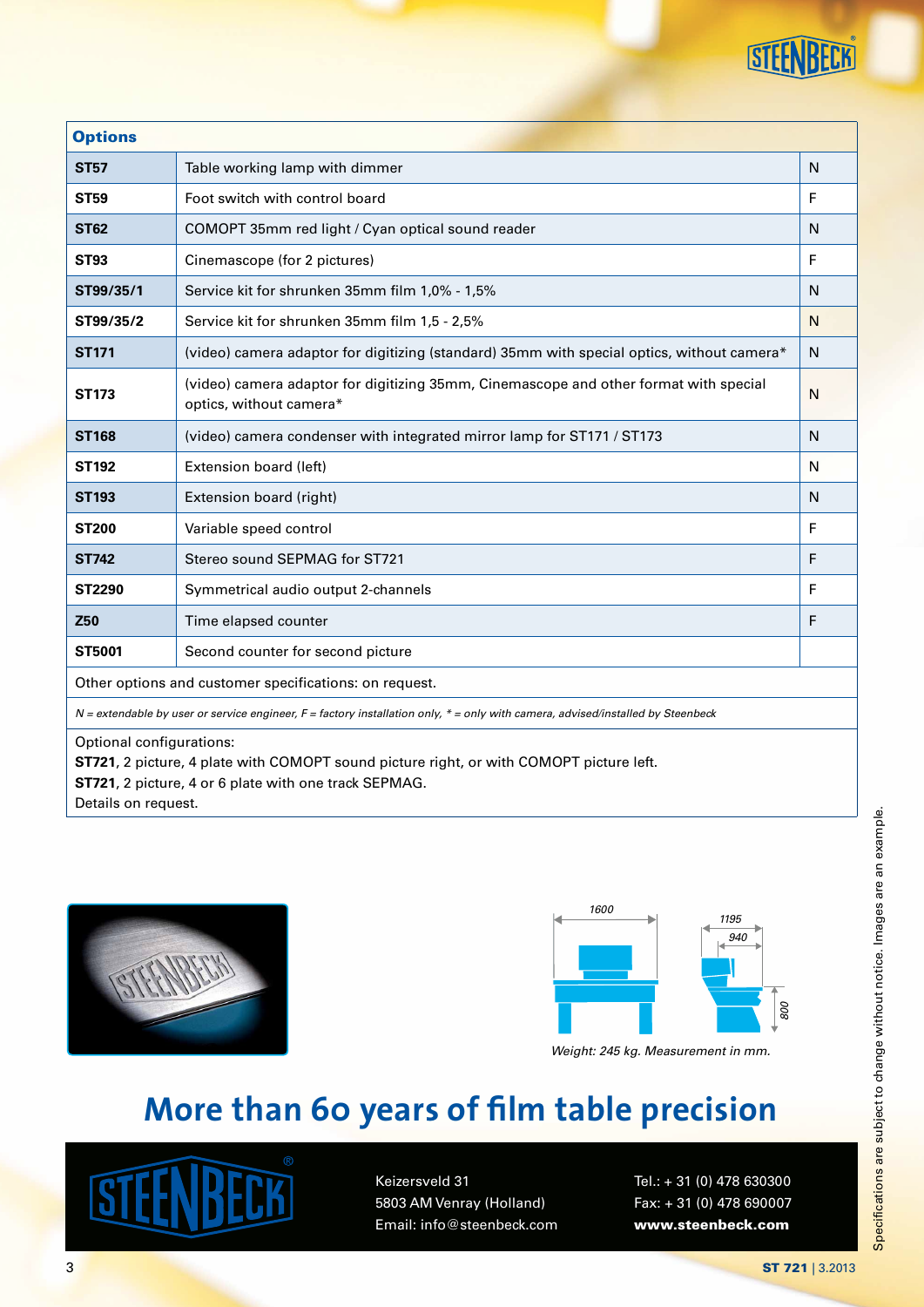| Options | | |
|---|---|---|
| **ST57** | Table working lamp with dimmer | N |
| **ST59** | Foot switch with control board | F |
| **ST62** | COMOPT 35mm red light / Cyan optical sound reader | N |
| **ST93** | Cinemascope (for 2 pictures) | F |
| **ST99/35/1** | Service kit for shrunken 35mm film 1,0% - 1,5% | N |
| **ST99/35/2** | Service kit for shrunken 35mm film 1,5 - 2,5% | N |
| **ST171** | (video) camera adaptor for digitizing (standard) 35mm with special optics, without camera* | N |
| **ST173** | (video) camera adaptor for digitizing 35mm, Cinemascope and other format with special optics, without camera* | N |
| **ST168** | (video) camera condenser with integrated mirror lamp for ST171 / ST173 | N |
| **ST192** | Extension board (left) | N |
| **ST193** | Extension board (right) | N |
| **ST200** | Variable speed control | F |
| **ST742** | Stereo sound SEPMAG for ST721 | F |
| **ST2290** | Symmetrical audio output 2-channels | F |
| **Z50** | Time elapsed counter | F |
| **ST5001** | Second counter for second picture | |
| Other options and customer specifications: on request. | | |
| *N = extendable by user or service engineer, F = factory installation only, * = only with camera, advised/installed by Steenbeck* | | |

Optional configurations:
**ST721**, 2 picture, 4 plate with COMOPT sound picture right, or with COMOPT picture left.
**ST721**, 2 picture, 4 or 6 plate with one track SEPMAG.
Details on request.

1600
1195
940
800

*Weight: 245 kg. Measurement in mm.*

# More than 60 years of film table precision

Keizersveld 31
5803 AM Venray (Holland)
Email: info@steenbeck.com

Tel.: + 31 (0) 478 630300
Fax: + 31 (0) 478 690007
**www.steenbeck.com**

Specifications are subject to change without notice. Images are an example.